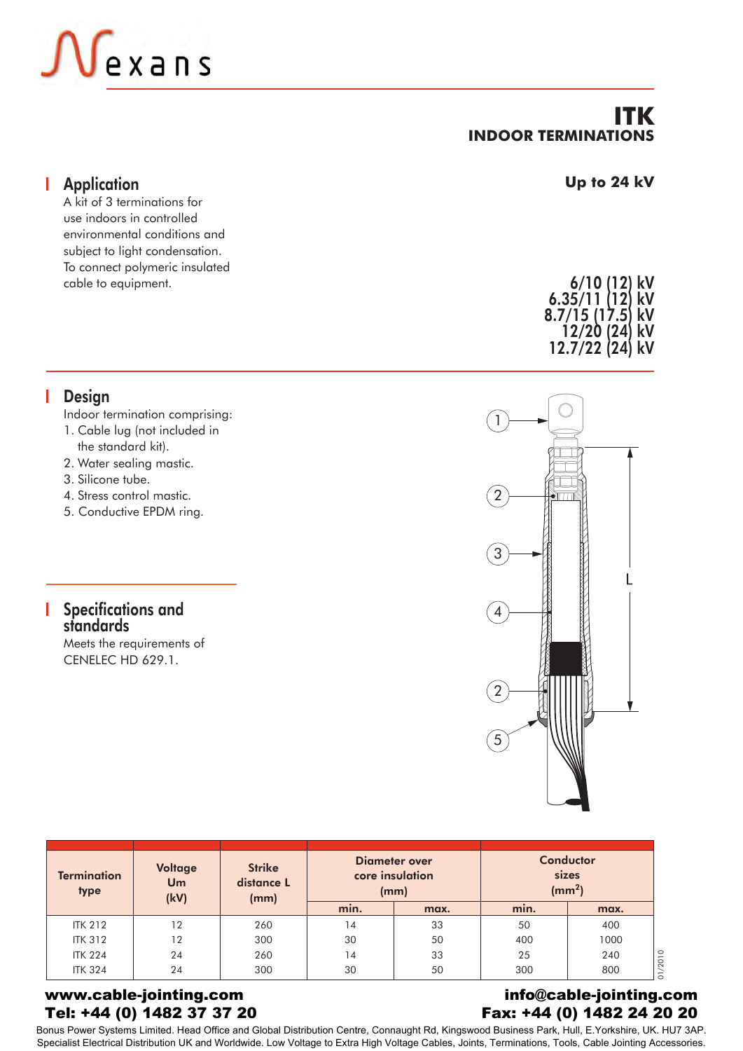# ITK
## INDOOR TERMINATIONS

**Up to 24 kV**

## Application

A kit of 3 terminations for use indoors in controlled environmental conditions and subject to light condensation. To connect polymeric insulated cable to equipment.

**6/10 (12) kV**
**6.35/11 (12) kV**
**8.7/15 (17.5) kV**
**12/20 (24) kV**
**12.7/22 (24) kV**

## Design

Indoor termination comprising:

1. Cable lug (not included in the standard kit).
2. Water sealing mastic.
3. Silicone tube.
4. Stress control mastic.
5. Conductive EPDM ring.

## Specifications and standards

Meets the requirements of CENELEC HD 629.1.

| Termination type | Voltage Um (kV) | Strike distance L (mm) | Diameter over core insulation (mm) | | Conductor sizes ($mm^2$) | |
|---|---|---|---|---|---|---|
| | | | min. | max. | min. | max. |
| ITK 212 | 12 | 260 | 14 | 33 | 50 | 400 |
| ITK 312 | 12 | 300 | 30 | 50 | 400 | 1000 |
| ITK 224 | 24 | 260 | 14 | 33 | 25 | 240 |
| ITK 324 | 24 | 300 | 30 | 50 | 300 | 800 |

01/2010

**www.cable-jointing.com**
**Tel: +44 (0) 1482 37 37 20**

**info@cable-jointing.com**
**Fax: +44 (0) 1482 24 20 20**

Bonus Power Systems Limited. Head Office and Global Distribution Centre, Connaught Rd, Kingswood Business Park, Hull, E.Yorkshire, UK. HU7 3AP.
Specialist Electrical Distribution UK and Worldwide. Low Voltage to Extra High Voltage Cables, Joints, Terminations, Tools, Cable Jointing Accessories.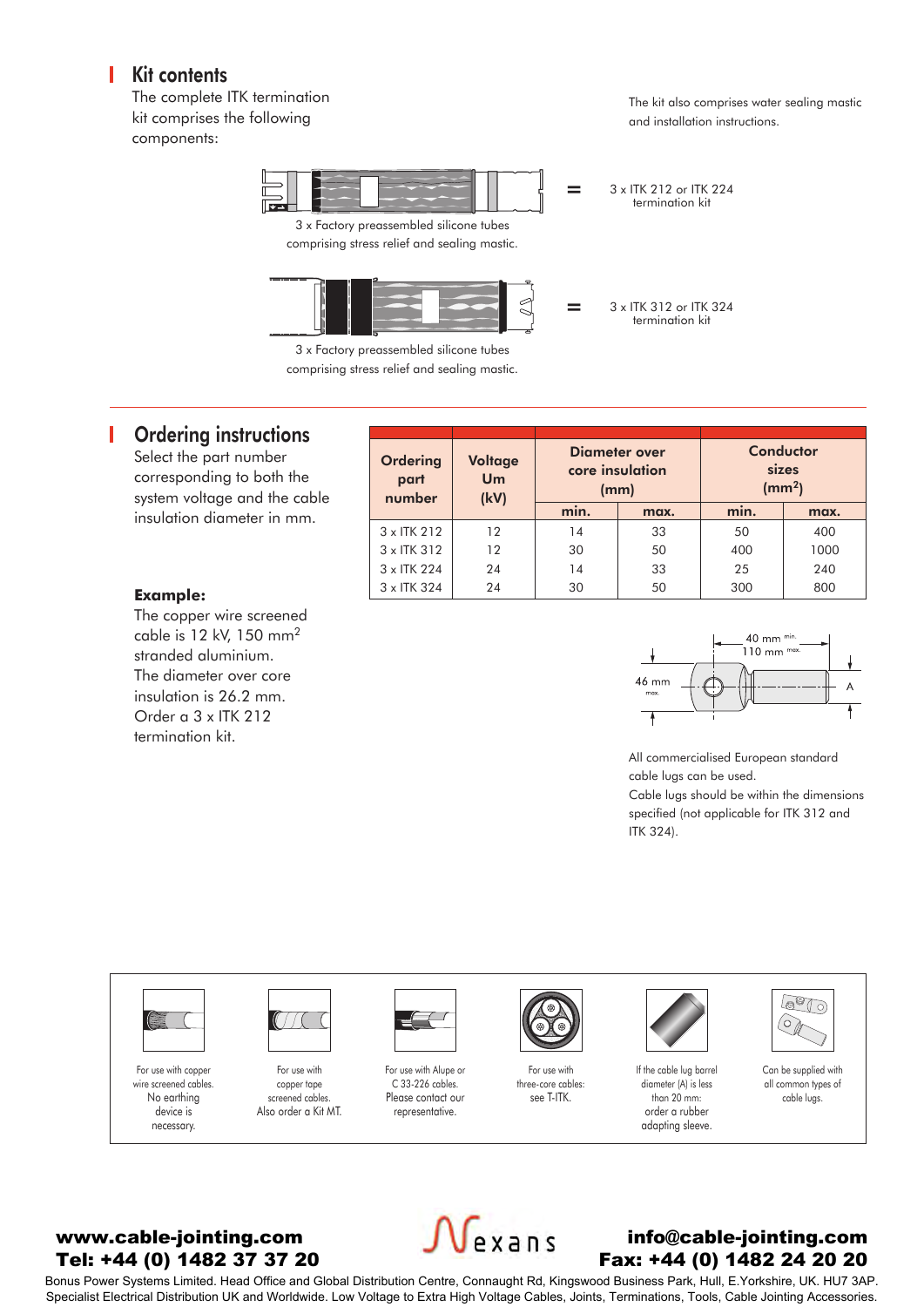## Kit contents

The complete ITK termination kit comprises the following components:

The kit also comprises water sealing mastic and installation instructions.

3 x Factory preassembled silicone tubes comprising stress relief and sealing mastic.

= 3 x ITK 212 or ITK 224 termination kit

3 x Factory preassembled silicone tubes comprising stress relief and sealing mastic.

= 3 x ITK 312 or ITK 324 termination kit

## Ordering instructions

Select the part number corresponding to both the system voltage and the cable insulation diameter in mm.

| Ordering part number | Voltage Um (kV) | Diameter over core insulation (mm) | | Conductor sizes ($mm^2$) | |
|---|---|---|---|---|---|
| | | min. | max. | min. | max. |
| 3 x ITK 212 | 12 | 14 | 33 | 50 | 400 |
| 3 x ITK 312 | 12 | 30 | 50 | 400 | 1000 |
| 3 x ITK 224 | 24 | 14 | 33 | 25 | 240 |
| 3 x ITK 324 | 24 | 30 | 50 | 300 | 800 |

**Example:**

The copper wire screened cable is 12 kV, 150 $mm^2$ stranded aluminium.
The diameter over core insulation is 26.2 mm.
Order a 3 x ITK 212 termination kit.

40 mm min.
110 mm max.
46 mm max.
A

All commercialised European standard cable lugs can be used.
Cable lugs should be within the dimensions specified (not applicable for ITK 312 and ITK 324).

For use with copper wire screened cables. No earthing device is necessary.

For use with copper tape screened cables. Also order a Kit MT.

For use with Alupe or C 33-226 cables. Please contact our representative.

For use with three-core cables: see T-ITK.

If the cable lug barrel diameter (A) is less than 20 mm: order a rubber adapting sleeve.

Can be supplied with all common types of cable lugs.

**www.cable-jointing.com**
**Tel: +44 (0) 1482 37 37 20**

Nexans

**info@cable-jointing.com**
**Fax: +44 (0) 1482 24 20 20**

Bonus Power Systems Limited. Head Office and Global Distribution Centre, Connaught Rd, Kingswood Business Park, Hull, E.Yorkshire, UK. HU7 3AP.
Specialist Electrical Distribution UK and Worldwide. Low Voltage to Extra High Voltage Cables, Joints, Terminations, Tools, Cable Jointing Accessories.